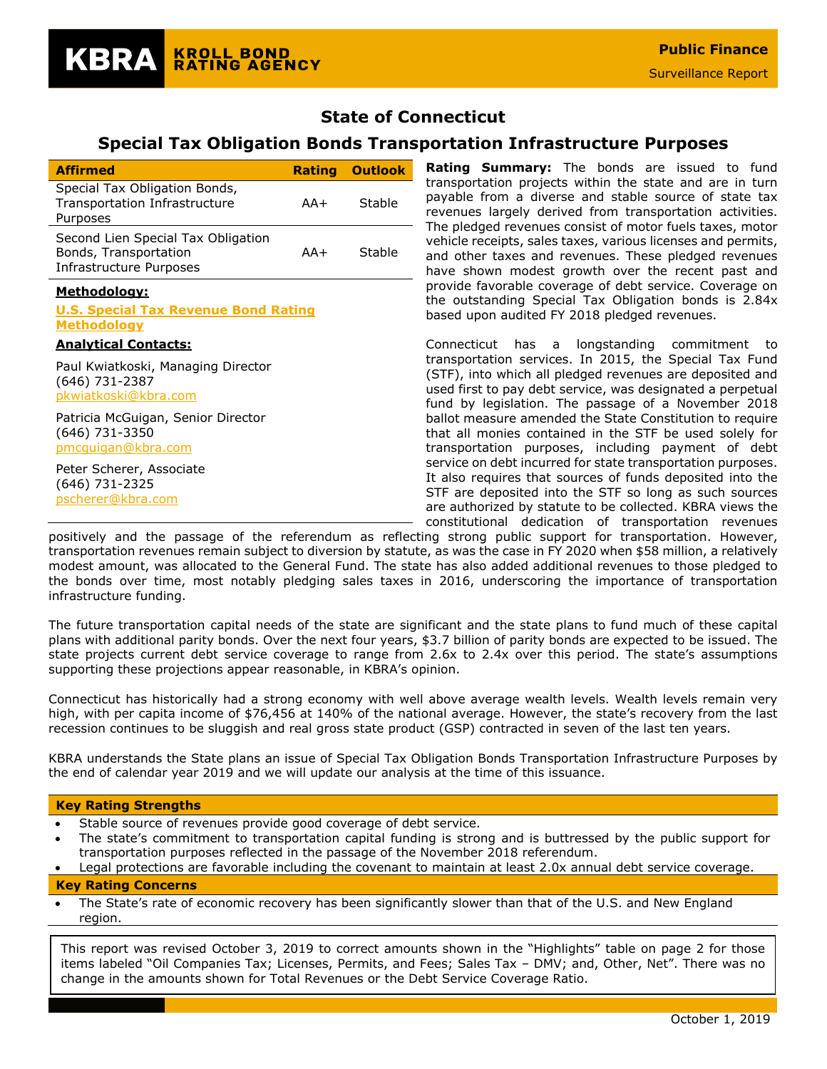**KBRA** KROLL BOND RATING AGENCY

**Public Finance**
Surveillance Report

# State of Connecticut

## Special Tax Obligation Bonds Transportation Infrastructure Purposes

| Affirmed | Rating | Outlook |
|---|---|---|
| Special Tax Obligation Bonds, Transportation Infrastructure Purposes | AA+ | Stable |
| Second Lien Special Tax Obligation Bonds, Transportation Infrastructure Purposes | AA+ | Stable |

**Methodology:**

**U.S. Special Tax Revenue Bond Rating Methodology**

**Analytical Contacts:**

Paul Kwiatkoski, Managing Director
(646) 731-2387
pkwiatkoski@kbra.com

Patricia McGuigan, Senior Director
(646) 731-3350
pmcguigan@kbra.com

Peter Scherer, Associate
(646) 731-2325
pscherer@kbra.com

**Rating Summary:** The bonds are issued to fund transportation projects within the state and are in turn payable from a diverse and stable source of state tax revenues largely derived from transportation activities. The pledged revenues consist of motor fuels taxes, motor vehicle receipts, sales taxes, various licenses and permits, and other taxes and revenues. These pledged revenues have shown modest growth over the recent past and provide favorable coverage of debt service. Coverage on the outstanding Special Tax Obligation bonds is 2.84x based upon audited FY 2018 pledged revenues.

Connecticut has a longstanding commitment to transportation services. In 2015, the Special Tax Fund (STF), into which all pledged revenues are deposited and used first to pay debt service, was designated a perpetual fund by legislation. The passage of a November 2018 ballot measure amended the State Constitution to require that all monies contained in the STF be used solely for transportation purposes, including payment of debt service on debt incurred for state transportation purposes. It also requires that sources of funds deposited into the STF are deposited into the STF so long as such sources are authorized by statute to be collected. KBRA views the constitutional dedication of transportation revenues positively and the passage of the referendum as reflecting strong public support for transportation. However, transportation revenues remain subject to diversion by statute, as was the case in FY 2020 when $58 million, a relatively modest amount, was allocated to the General Fund. The state has also added additional revenues to those pledged to the bonds over time, most notably pledging sales taxes in 2016, underscoring the importance of transportation infrastructure funding.

The future transportation capital needs of the state are significant and the state plans to fund much of these capital plans with additional parity bonds. Over the next four years, $3.7 billion of parity bonds are expected to be issued. The state projects current debt service coverage to range from 2.6x to 2.4x over this period. The state's assumptions supporting these projections appear reasonable, in KBRA's opinion.

Connecticut has historically had a strong economy with well above average wealth levels. Wealth levels remain very high, with per capita income of $76,456 at 140% of the national average. However, the state's recovery from the last recession continues to be sluggish and real gross state product (GSP) contracted in seven of the last ten years.

KBRA understands the State plans an issue of Special Tax Obligation Bonds Transportation Infrastructure Purposes by the end of calendar year 2019 and we will update our analysis at the time of this issuance.

**Key Rating Strengths**

- Stable source of revenues provide good coverage of debt service.
- The state's commitment to transportation capital funding is strong and is buttressed by the public support for transportation purposes reflected in the passage of the November 2018 referendum.
- Legal protections are favorable including the covenant to maintain at least 2.0x annual debt service coverage.

**Key Rating Concerns**

- The State's rate of economic recovery has been significantly slower than that of the U.S. and New England region.

This report was revised October 3, 2019 to correct amounts shown in the "Highlights" table on page 2 for those items labeled "Oil Companies Tax; Licenses, Permits, and Fees; Sales Tax – DMV; and, Other, Net". There was no change in the amounts shown for Total Revenues or the Debt Service Coverage Ratio.

October 1, 2019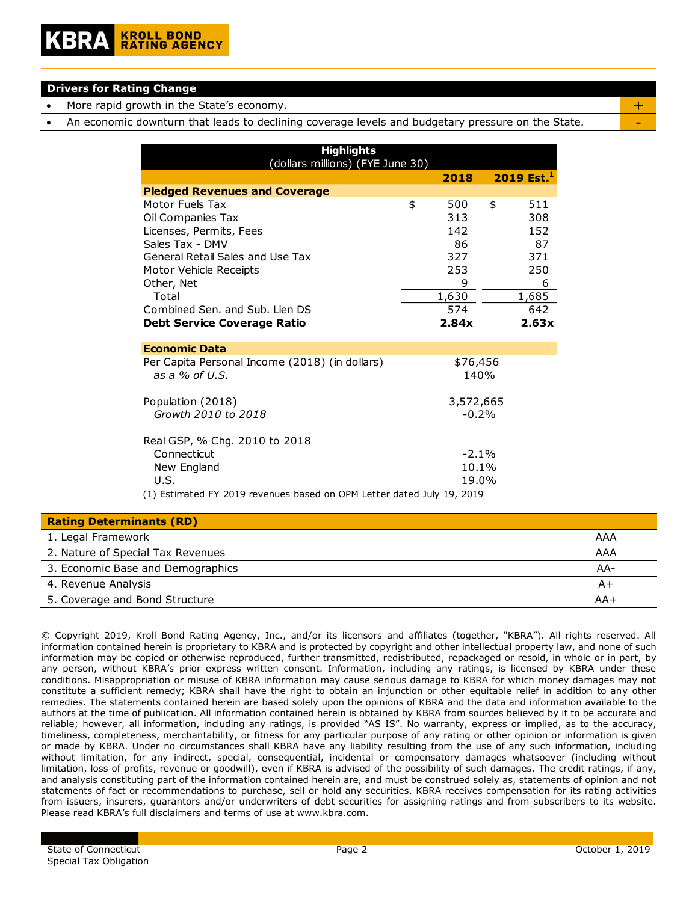## Drivers for Rating Change

| | |
|---|---|
| • More rapid growth in the State's economy. | + |
| • An economic downturn that leads to declining coverage levels and budgetary pressure on the State. | - |

**Highlights**
(dollars millions) (FYE June 30)

| | 2018 | 2019 Est.[1] |
|---|---|---|
| **Pledged Revenues and Coverage** | | |
| Motor Fuels Tax | $ 500 | $ 511 |
| Oil Companies Tax | 313 | 308 |
| Licenses, Permits, Fees | 142 | 152 |
| Sales Tax - DMV | 86 | 87 |
| General Retail Sales and Use Tax | 327 | 371 |
| Motor Vehicle Receipts | 253 | 250 |
| Other, Net | 9 | 6 |
| Total | 1,630 | 1,685 |
| Combined Sen. and Sub. Lien DS | 574 | 642 |
| **Debt Service Coverage Ratio** | **2.84x** | **2.63x** |
| **Economic Data** | | |
| Per Capita Personal Income (2018) (in dollars) | $76,456 | |
| *as a % of U.S.* | 140% | |
| Population (2018) | 3,572,665 | |
| *Growth 2010 to 2018* | -0.2% | |
| Real GSP, % Chg. 2010 to 2018 | | |
| Connecticut | -2.1% | |
| New England | 10.1% | |
| U.S. | 19.0% | |

(1) Estimated FY 2019 revenues based on OPM Letter dated July 19, 2019

| Rating Determinants (RD) | |
|---|---|
| 1. Legal Framework | AAA |
| 2. Nature of Special Tax Revenues | AAA |
| 3. Economic Base and Demographics | AA- |
| 4. Revenue Analysis | A+ |
| 5. Coverage and Bond Structure | AA+ |

© Copyright 2019, Kroll Bond Rating Agency, Inc., and/or its licensors and affiliates (together, "KBRA"). All rights reserved. All information contained herein is proprietary to KBRA and is protected by copyright and other intellectual property law, and none of such information may be copied or otherwise reproduced, further transmitted, redistributed, repackaged or resold, in whole or in part, by any person, without KBRA's prior express written consent. Information, including any ratings, is licensed by KBRA under these conditions. Misappropriation or misuse of KBRA information may cause serious damage to KBRA for which money damages may not constitute a sufficient remedy; KBRA shall have the right to obtain an injunction or other equitable relief in addition to any other remedies. The statements contained herein are based solely upon the opinions of KBRA and the data and information available to the authors at the time of publication. All information contained herein is obtained by KBRA from sources believed by it to be accurate and reliable; however, all information, including any ratings, is provided "AS IS". No warranty, express or implied, as to the accuracy, timeliness, completeness, merchantability, or fitness for any particular purpose of any rating or other opinion or information is given or made by KBRA. Under no circumstances shall KBRA have any liability resulting from the use of any such information, including without limitation, for any indirect, special, consequential, incidental or compensatory damages whatsoever (including without limitation, loss of profits, revenue or goodwill), even if KBRA is advised of the possibility of such damages. The credit ratings, if any, and analysis constituting part of the information contained herein are, and must be construed solely as, statements of opinion and not statements of fact or recommendations to purchase, sell or hold any securities. KBRA receives compensation for its rating activities from issuers, insurers, guarantors and/or underwriters of debt securities for assigning ratings and from subscribers to its website. Please read KBRA's full disclaimers and terms of use at www.kbra.com.